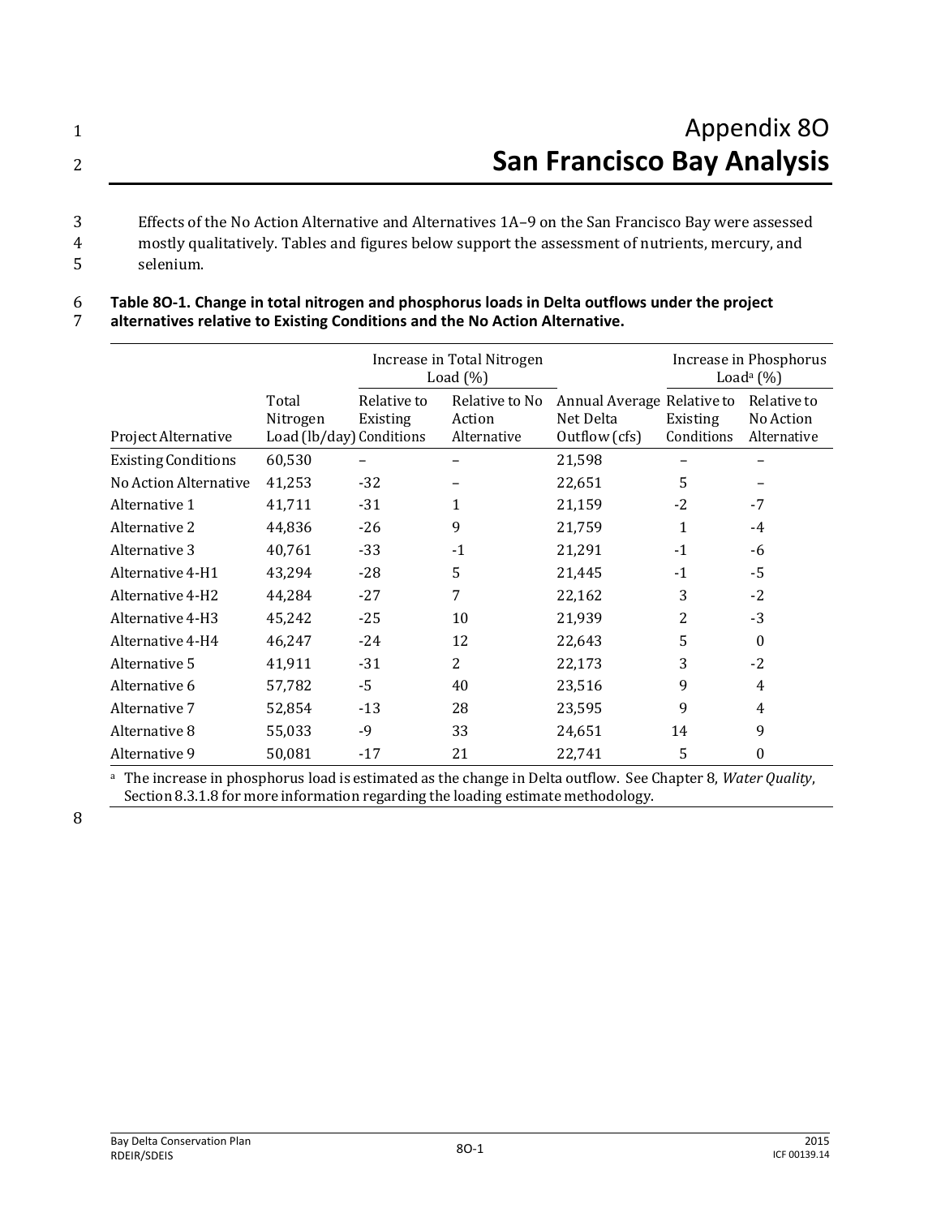# Appendix 8O
# San Francisco Bay Analysis

Effects of the No Action Alternative and Alternatives 1A–9 on the San Francisco Bay were assessed mostly qualitatively. Tables and figures below support the assessment of nutrients, mercury, and selenium.

**Table 8O-1. Change in total nitrogen and phosphorus loads in Delta outflows under the project alternatives relative to Existing Conditions and the No Action Alternative.**

| | | Increase in Total Nitrogen Load (%) | | | Increase in Phosphorus Load[a] (%) | |
|---|---|---|---|---|---|---|
| Project Alternative | Total Nitrogen Load (lb/day) | Relative to Existing Conditions | Relative to No Action Alternative | Annual Average Net Delta Outflow (cfs) | Relative to Existing Conditions | Relative to No Action Alternative |
| Existing Conditions | 60,530 | – | – | 21,598 | – | – |
| No Action Alternative | 41,253 | -32 | – | 22,651 | 5 | – |
| Alternative 1 | 41,711 | -31 | 1 | 21,159 | -2 | -7 |
| Alternative 2 | 44,836 | -26 | 9 | 21,759 | 1 | -4 |
| Alternative 3 | 40,761 | -33 | -1 | 21,291 | -1 | -6 |
| Alternative 4-H1 | 43,294 | -28 | 5 | 21,445 | -1 | -5 |
| Alternative 4-H2 | 44,284 | -27 | 7 | 22,162 | 3 | -2 |
| Alternative 4-H3 | 45,242 | -25 | 10 | 21,939 | 2 | -3 |
| Alternative 4-H4 | 46,247 | -24 | 12 | 22,643 | 5 | 0 |
| Alternative 5 | 41,911 | -31 | 2 | 22,173 | 3 | -2 |
| Alternative 6 | 57,782 | -5 | 40 | 23,516 | 9 | 4 |
| Alternative 7 | 52,854 | -13 | 28 | 23,595 | 9 | 4 |
| Alternative 8 | 55,033 | -9 | 33 | 24,651 | 14 | 9 |
| Alternative 9 | 50,081 | -17 | 21 | 22,741 | 5 | 0 |

[a] The increase in phosphorus load is estimated as the change in Delta outflow. See Chapter 8, *Water Quality*, Section 8.3.1.8 for more information regarding the loading estimate methodology.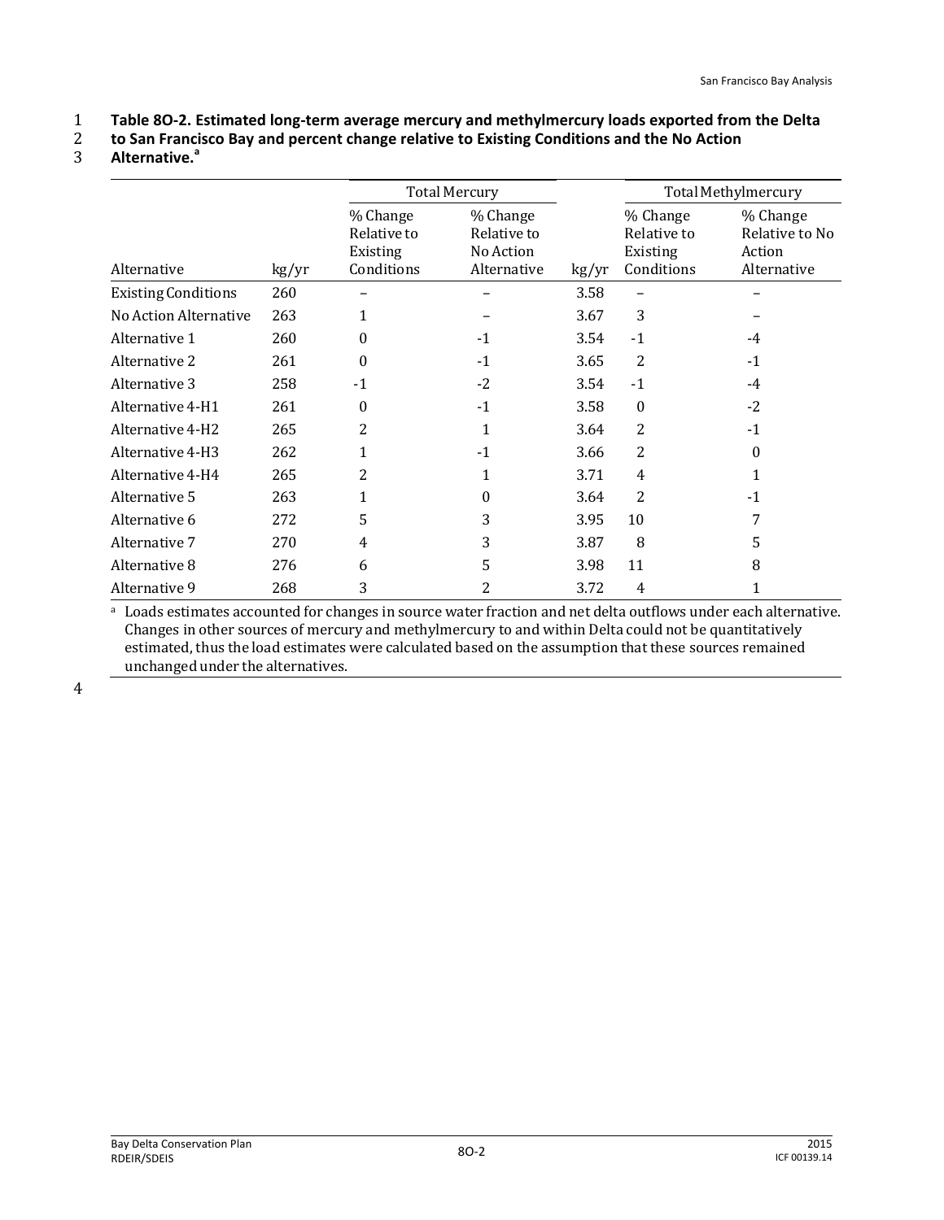**Table 8O-2. Estimated long-term average mercury and methylmercury loads exported from the Delta to San Francisco Bay and percent change relative to Existing Conditions and the No Action Alternative.[a]**

| Alternative | Total Mercury | | | Total Methylmercury | | |
|---|---|---|---|---|---|---|
| | kg/yr | % Change Relative to Existing Conditions | % Change Relative to No Action Alternative | kg/yr | % Change Relative to Existing Conditions | % Change Relative to No Action Alternative |
| Existing Conditions | 260 | – | – | 3.58 | – | – |
| No Action Alternative | 263 | 1 | – | 3.67 | 3 | – |
| Alternative 1 | 260 | 0 | -1 | 3.54 | -1 | -4 |
| Alternative 2 | 261 | 0 | -1 | 3.65 | 2 | -1 |
| Alternative 3 | 258 | -1 | -2 | 3.54 | -1 | -4 |
| Alternative 4-H1 | 261 | 0 | -1 | 3.58 | 0 | -2 |
| Alternative 4-H2 | 265 | 2 | 1 | 3.64 | 2 | -1 |
| Alternative 4-H3 | 262 | 1 | -1 | 3.66 | 2 | 0 |
| Alternative 4-H4 | 265 | 2 | 1 | 3.71 | 4 | 1 |
| Alternative 5 | 263 | 1 | 0 | 3.64 | 2 | -1 |
| Alternative 6 | 272 | 5 | 3 | 3.95 | 10 | 7 |
| Alternative 7 | 270 | 4 | 3 | 3.87 | 8 | 5 |
| Alternative 8 | 276 | 6 | 5 | 3.98 | 11 | 8 |
| Alternative 9 | 268 | 3 | 2 | 3.72 | 4 | 1 |

[a] Loads estimates accounted for changes in source water fraction and net delta outflows under each alternative. Changes in other sources of mercury and methylmercury to and within Delta could not be quantitatively estimated, thus the load estimates were calculated based on the assumption that these sources remained unchanged under the alternatives.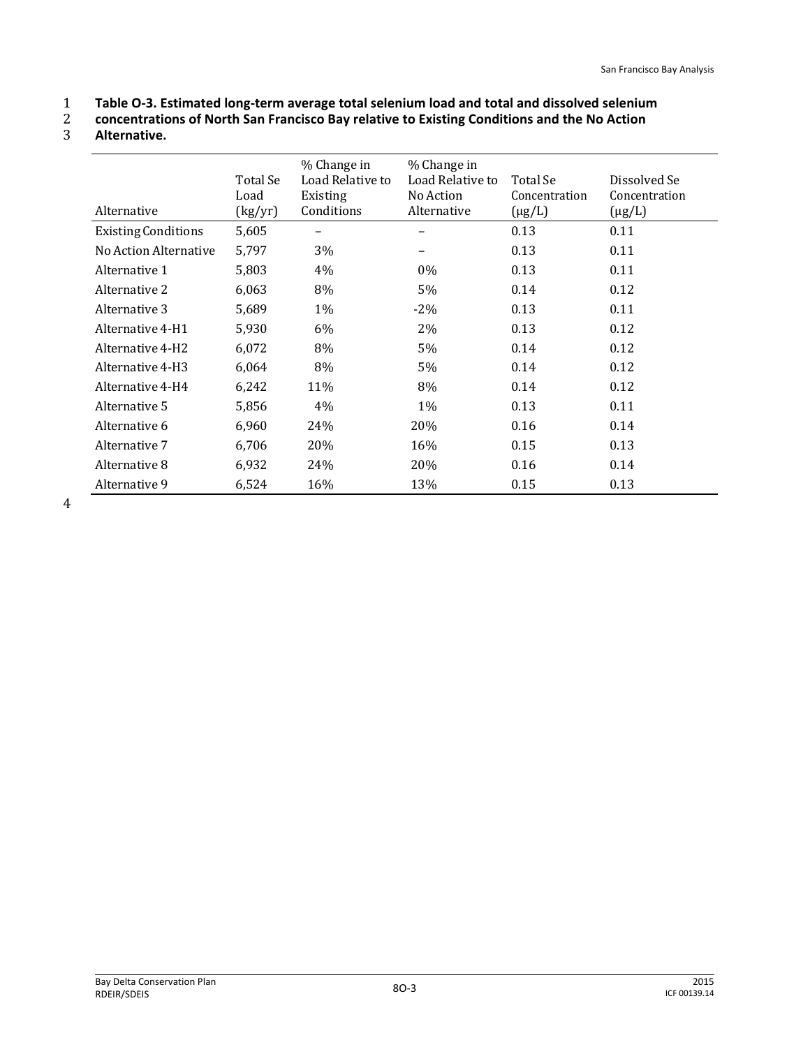**Table O-3. Estimated long-term average total selenium load and total and dissolved selenium concentrations of North San Francisco Bay relative to Existing Conditions and the No Action Alternative.**

| Alternative | Total Se Load (kg/yr) | % Change in Load Relative to Existing Conditions | % Change in Load Relative to No Action Alternative | Total Se Concentration (μg/L) | Dissolved Se Concentration (μg/L) |
|---|---|---|---|---|---|
| Existing Conditions | 5,605 | – | – | 0.13 | 0.11 |
| No Action Alternative | 5,797 | 3% | – | 0.13 | 0.11 |
| Alternative 1 | 5,803 | 4% | 0% | 0.13 | 0.11 |
| Alternative 2 | 6,063 | 8% | 5% | 0.14 | 0.12 |
| Alternative 3 | 5,689 | 1% | -2% | 0.13 | 0.11 |
| Alternative 4-H1 | 5,930 | 6% | 2% | 0.13 | 0.12 |
| Alternative 4-H2 | 6,072 | 8% | 5% | 0.14 | 0.12 |
| Alternative 4-H3 | 6,064 | 8% | 5% | 0.14 | 0.12 |
| Alternative 4-H4 | 6,242 | 11% | 8% | 0.14 | 0.12 |
| Alternative 5 | 5,856 | 4% | 1% | 0.13 | 0.11 |
| Alternative 6 | 6,960 | 24% | 20% | 0.16 | 0.14 |
| Alternative 7 | 6,706 | 20% | 16% | 0.15 | 0.13 |
| Alternative 8 | 6,932 | 24% | 20% | 0.16 | 0.14 |
| Alternative 9 | 6,524 | 16% | 13% | 0.15 | 0.13 |